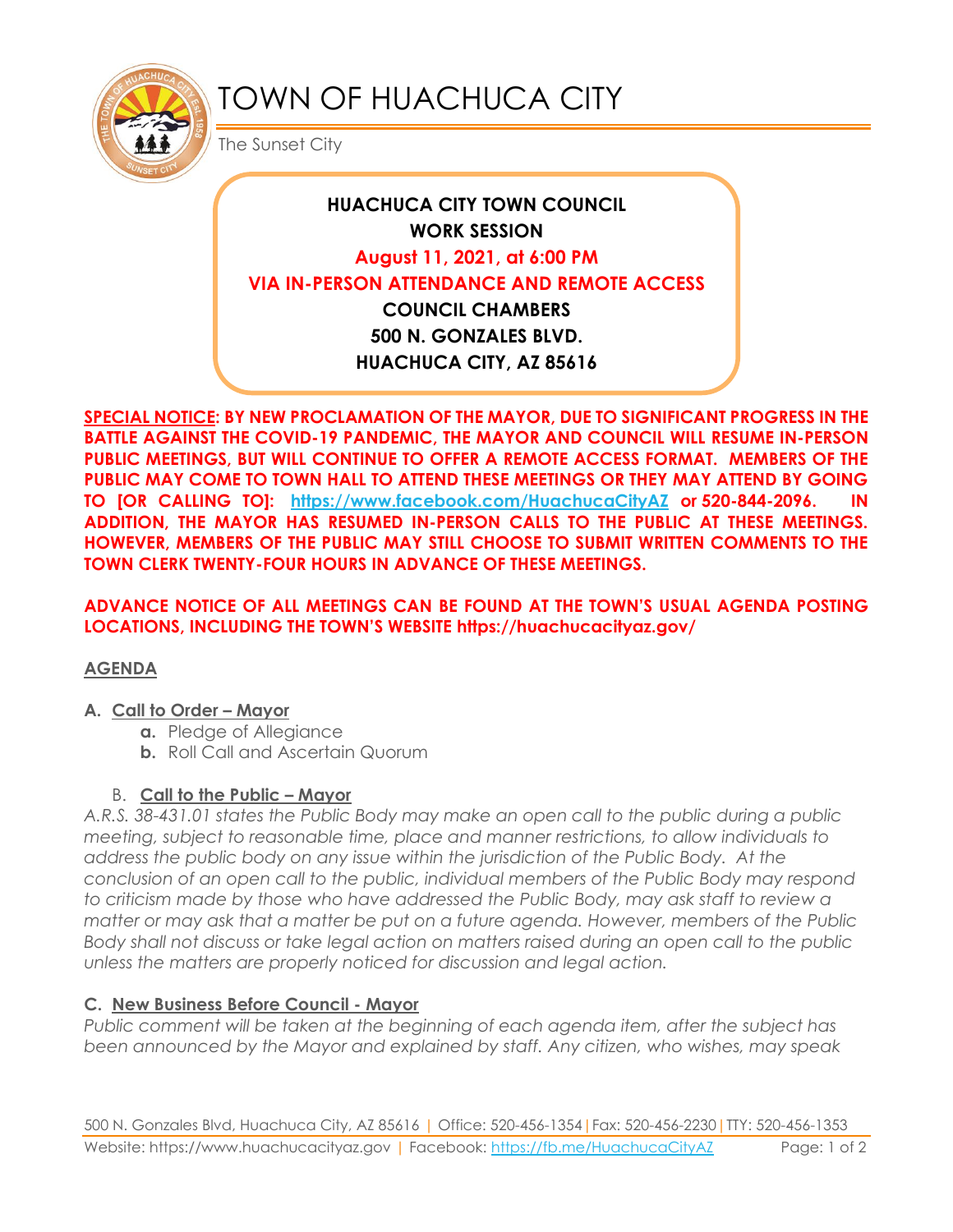# TOWN OF HUACHUCA CITY

The Sunset City

**HUACHUCA CITY TOWN COUNCIL**
**WORK SESSION**
**August 11, 2021, at 6:00 PM**
**VIA IN-PERSON ATTENDANCE AND REMOTE ACCESS**
**COUNCIL CHAMBERS**
**500 N. GONZALES BLVD.**
**HUACHUCA CITY, AZ 85616**

**SPECIAL NOTICE: BY NEW PROCLAMATION OF THE MAYOR, DUE TO SIGNIFICANT PROGRESS IN THE BATTLE AGAINST THE COVID-19 PANDEMIC, THE MAYOR AND COUNCIL WILL RESUME IN-PERSON PUBLIC MEETINGS, BUT WILL CONTINUE TO OFFER A REMOTE ACCESS FORMAT. MEMBERS OF THE PUBLIC MAY COME TO TOWN HALL TO ATTEND THESE MEETINGS OR THEY MAY ATTEND BY GOING TO [OR CALLING TO]: https://www.facebook.com/HuachucaCityAZ or 520-844-2096. IN ADDITION, THE MAYOR HAS RESUMED IN-PERSON CALLS TO THE PUBLIC AT THESE MEETINGS. HOWEVER, MEMBERS OF THE PUBLIC MAY STILL CHOOSE TO SUBMIT WRITTEN COMMENTS TO THE TOWN CLERK TWENTY-FOUR HOURS IN ADVANCE OF THESE MEETINGS.**

**ADVANCE NOTICE OF ALL MEETINGS CAN BE FOUND AT THE TOWN'S USUAL AGENDA POSTING LOCATIONS, INCLUDING THE TOWN'S WEBSITE https://huachucacityaz.gov/**

## AGENDA

### A. Call to Order – Mayor

- **a.** Pledge of Allegiance
- **b.** Roll Call and Ascertain Quorum

### B. Call to the Public – Mayor

*A.R.S. 38-431.01 states the Public Body may make an open call to the public during a public meeting, subject to reasonable time, place and manner restrictions, to allow individuals to address the public body on any issue within the jurisdiction of the Public Body. At the conclusion of an open call to the public, individual members of the Public Body may respond to criticism made by those who have addressed the Public Body, may ask staff to review a matter or may ask that a matter be put on a future agenda. However, members of the Public Body shall not discuss or take legal action on matters raised during an open call to the public unless the matters are properly noticed for discussion and legal action.*

### C. New Business Before Council - Mayor

*Public comment will be taken at the beginning of each agenda item, after the subject has been announced by the Mayor and explained by staff. Any citizen, who wishes, may speak*

500 N. Gonzales Blvd, Huachuca City, AZ 85616 | Office: 520-456-1354 | Fax: 520-456-2230 | TTY: 520-456-1353
Website: https://www.huachucacityaz.gov | Facebook: https://fb.me/HuachucaCityAZ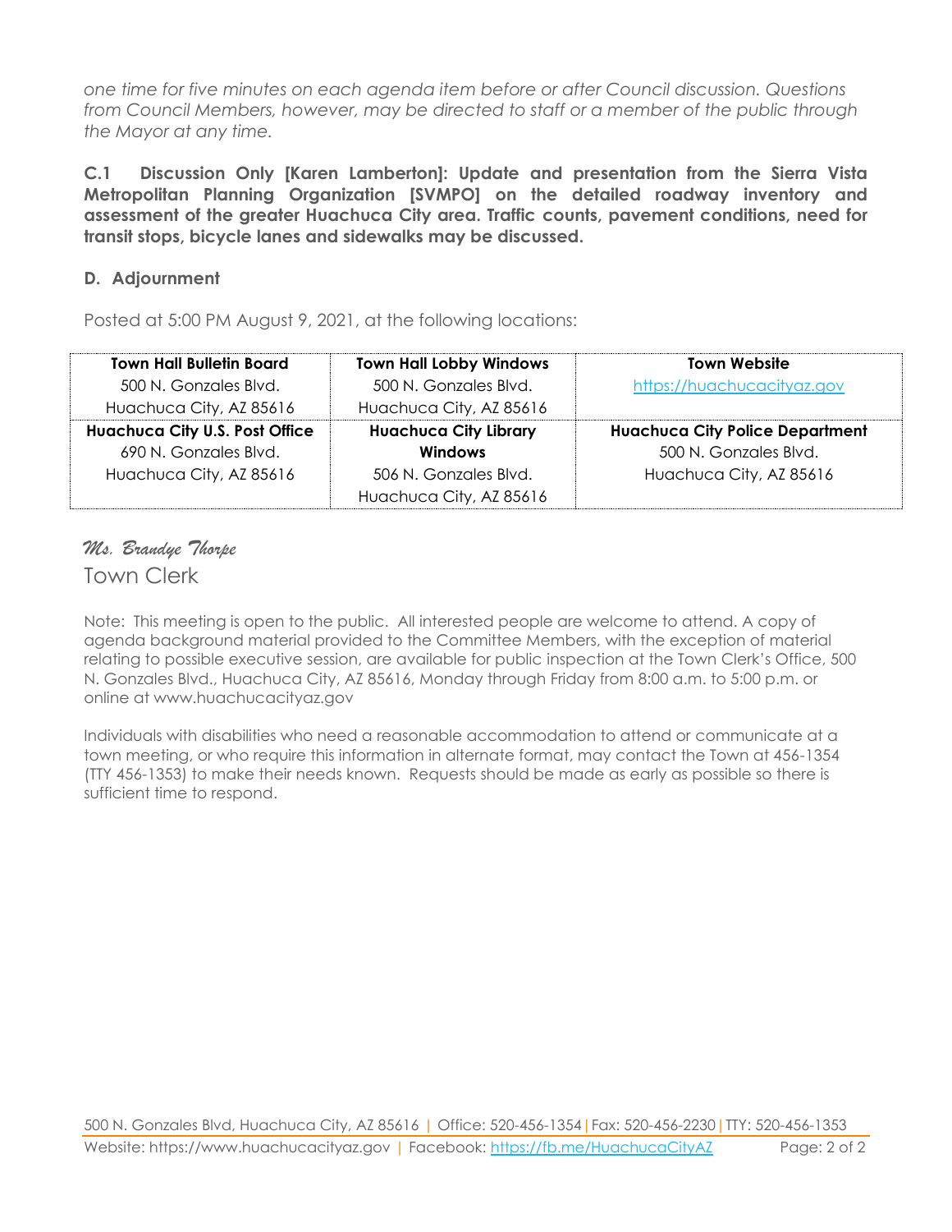*one time for five minutes on each agenda item before or after Council discussion. Questions from Council Members, however, may be directed to staff or a member of the public through the Mayor at any time.*

**C.1 Discussion Only [Karen Lamberton]: Update and presentation from the Sierra Vista Metropolitan Planning Organization [SVMPO] on the detailed roadway inventory and assessment of the greater Huachuca City area. Traffic counts, pavement conditions, need for transit stops, bicycle lanes and sidewalks may be discussed.**

## D. Adjournment

Posted at 5:00 PM August 9, 2021, at the following locations:

| | | |
|---|---|---|
| **Town Hall Bulletin Board**<br>500 N. Gonzales Blvd.<br>Huachuca City, AZ 85616 | **Town Hall Lobby Windows**<br>500 N. Gonzales Blvd.<br>Huachuca City, AZ 85616 | **Town Website**<br>https://huachucacityaz.gov |
| **Huachuca City U.S. Post Office**<br>690 N. Gonzales Blvd.<br>Huachuca City, AZ 85616 | **Huachuca City Library Windows**<br>506 N. Gonzales Blvd.<br>Huachuca City, AZ 85616 | **Huachuca City Police Department**<br>500 N. Gonzales Blvd.<br>Huachuca City, AZ 85616 |

*Ms. Brandye Thorpe*
Town Clerk

Note: This meeting is open to the public. All interested people are welcome to attend. A copy of agenda background material provided to the Committee Members, with the exception of material relating to possible executive session, are available for public inspection at the Town Clerk's Office, 500 N. Gonzales Blvd., Huachuca City, AZ 85616, Monday through Friday from 8:00 a.m. to 5:00 p.m. or online at www.huachucacityaz.gov

Individuals with disabilities who need a reasonable accommodation to attend or communicate at a town meeting, or who require this information in alternate format, may contact the Town at 456-1354 (TTY 456-1353) to make their needs known. Requests should be made as early as possible so there is sufficient time to respond.

500 N. Gonzales Blvd, Huachuca City, AZ 85616 | Office: 520-456-1354 | Fax: 520-456-2230 | TTY: 520-456-1353
Website: https://www.huachucacityaz.gov | Facebook: https://fb.me/HuachucaCityAZ